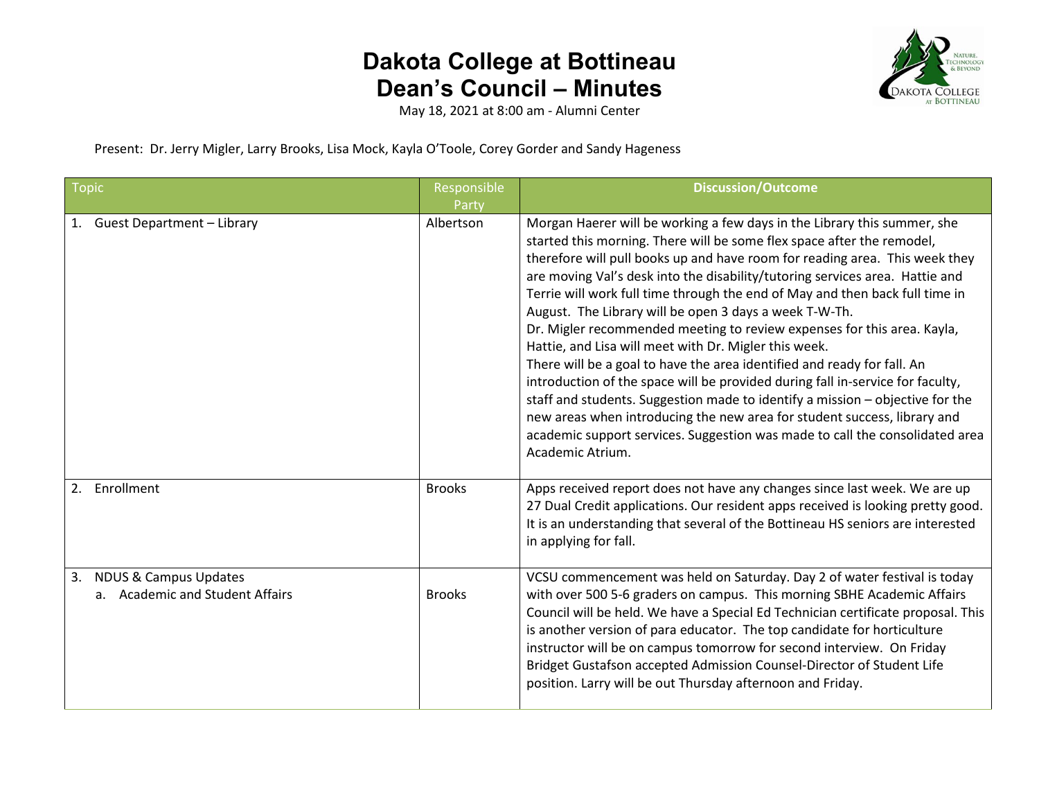# Dakota College at Bottineau
# Dean's Council – Minutes

May 18, 2021 at 8:00 am - Alumni Center

Present: Dr. Jerry Migler, Larry Brooks, Lisa Mock, Kayla O'Toole, Corey Gorder and Sandy Hageness

| Topic | Responsible Party | Discussion/Outcome |
|---|---|---|
| 1. Guest Department – Library | Albertson | Morgan Haerer will be working a few days in the Library this summer, she started this morning. There will be some flex space after the remodel, therefore will pull books up and have room for reading area. This week they are moving Val's desk into the disability/tutoring services area. Hattie and Terrie will work full time through the end of May and then back full time in August. The Library will be open 3 days a week T-W-Th.<br>Dr. Migler recommended meeting to review expenses for this area. Kayla, Hattie, and Lisa will meet with Dr. Migler this week.<br>There will be a goal to have the area identified and ready for fall. An introduction of the space will be provided during fall in-service for faculty, staff and students. Suggestion made to identify a mission – objective for the new areas when introducing the new area for student success, library and academic support services. Suggestion was made to call the consolidated area Academic Atrium. |
| 2. Enrollment | Brooks | Apps received report does not have any changes since last week. We are up 27 Dual Credit applications. Our resident apps received is looking pretty good. It is an understanding that several of the Bottineau HS seniors are interested in applying for fall. |
| 3. NDUS & Campus Updates<br>a. Academic and Student Affairs | Brooks | VCSU commencement was held on Saturday. Day 2 of water festival is today with over 500 5-6 graders on campus. This morning SBHE Academic Affairs Council will be held. We have a Special Ed Technician certificate proposal. This is another version of para educator. The top candidate for horticulture instructor will be on campus tomorrow for second interview. On Friday Bridget Gustafson accepted Admission Counsel-Director of Student Life position. Larry will be out Thursday afternoon and Friday. |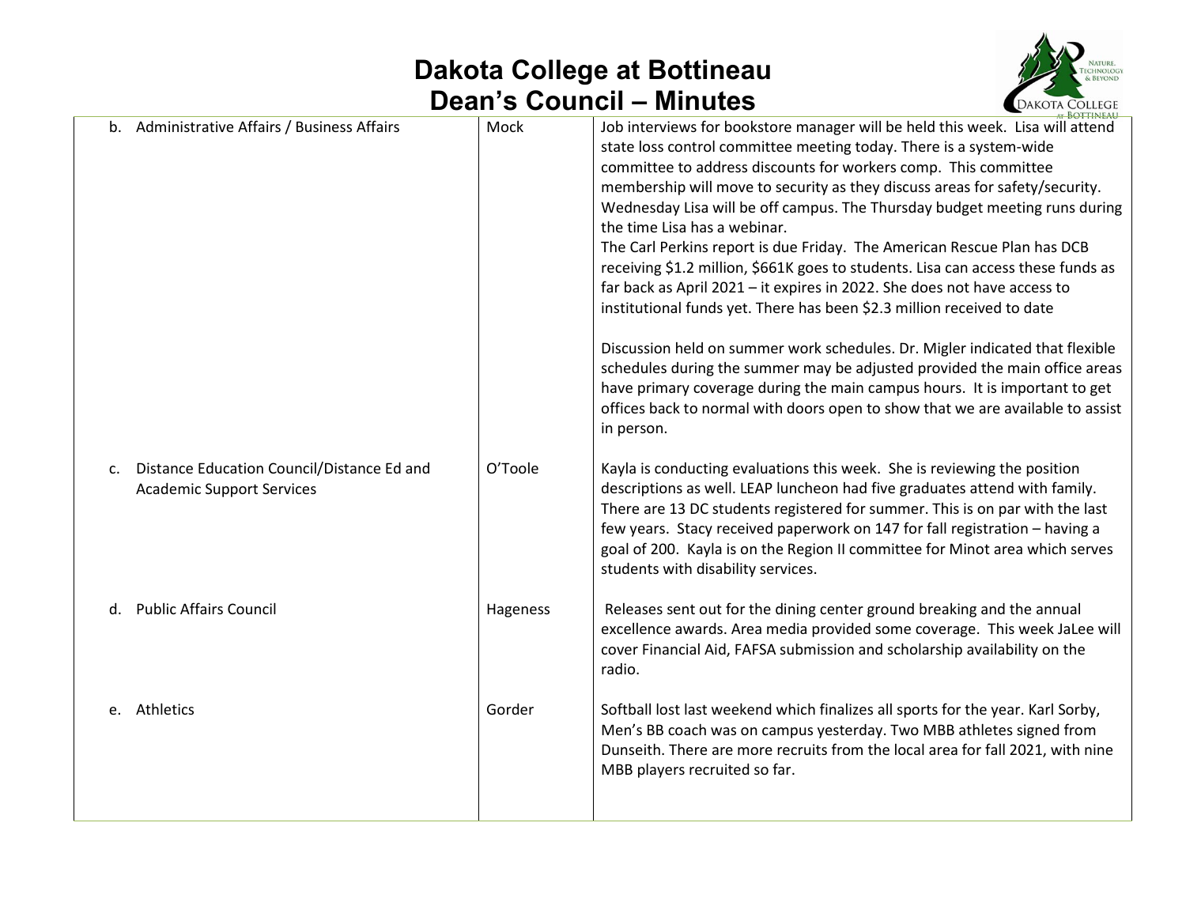# Dakota College at Bottineau

## Dean's Council – Minutes

| | | |
|---|---|---|
| b. Administrative Affairs / Business Affairs | Mock | Job interviews for bookstore manager will be held this week. Lisa will attend state loss control committee meeting today. There is a system-wide committee to address discounts for workers comp. This committee membership will move to security as they discuss areas for safety/security. Wednesday Lisa will be off campus. The Thursday budget meeting runs during the time Lisa has a webinar.<br>The Carl Perkins report is due Friday. The American Rescue Plan has DCB receiving \$1.2 million, \$661K goes to students. Lisa can access these funds as far back as April 2021 – it expires in 2022. She does not have access to institutional funds yet. There has been \$2.3 million received to date<br><br>Discussion held on summer work schedules. Dr. Migler indicated that flexible schedules during the summer may be adjusted provided the main office areas have primary coverage during the main campus hours. It is important to get offices back to normal with doors open to show that we are available to assist in person. |
| c. Distance Education Council/Distance Ed and Academic Support Services | O'Toole | Kayla is conducting evaluations this week. She is reviewing the position descriptions as well. LEAP luncheon had five graduates attend with family. There are 13 DC students registered for summer. This is on par with the last few years. Stacy received paperwork on 147 for fall registration – having a goal of 200. Kayla is on the Region II committee for Minot area which serves students with disability services. |
| d. Public Affairs Council | Hageness | Releases sent out for the dining center ground breaking and the annual excellence awards. Area media provided some coverage. This week JaLee will cover Financial Aid, FAFSA submission and scholarship availability on the radio. |
| e. Athletics | Gorder | Softball lost last weekend which finalizes all sports for the year. Karl Sorby, Men's BB coach was on campus yesterday. Two MBB athletes signed from Dunseith. There are more recruits from the local area for fall 2021, with nine MBB players recruited so far. |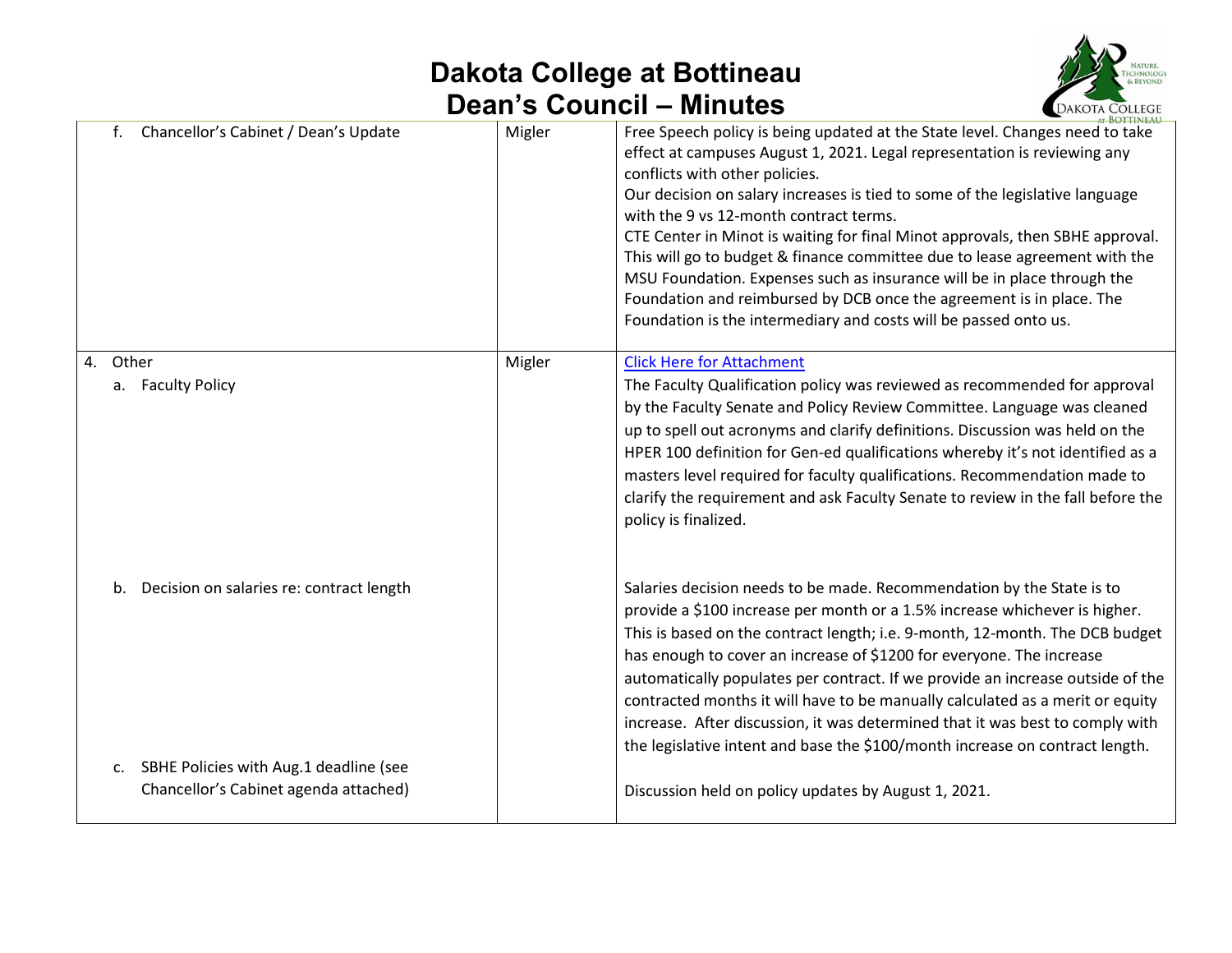| | | |
|---|---|---|
| f. Chancellor's Cabinet / Dean's Update | Migler | Free Speech policy is being updated at the State level. Changes need to take effect at campuses August 1, 2021. Legal representation is reviewing any conflicts with other policies.<br>Our decision on salary increases is tied to some of the legislative language with the 9 vs 12-month contract terms.<br>CTE Center in Minot is waiting for final Minot approvals, then SBHE approval. This will go to budget & finance committee due to lease agreement with the MSU Foundation. Expenses such as insurance will be in place through the Foundation and reimbursed by DCB once the agreement is in place. The Foundation is the intermediary and costs will be passed onto us. |
| 4. Other<br>a. Faculty Policy | Migler | [Click Here for Attachment]<br>The Faculty Qualification policy was reviewed as recommended for approval by the Faculty Senate and Policy Review Committee. Language was cleaned up to spell out acronyms and clarify definitions. Discussion was held on the HPER 100 definition for Gen-ed qualifications whereby it's not identified as a masters level required for faculty qualifications. Recommendation made to clarify the requirement and ask Faculty Senate to review in the fall before the policy is finalized. |
| b. Decision on salaries re: contract length | | Salaries decision needs to be made. Recommendation by the State is to provide a $100 increase per month or a 1.5% increase whichever is higher. This is based on the contract length; i.e. 9-month, 12-month. The DCB budget has enough to cover an increase of $1200 for everyone. The increase automatically populates per contract. If we provide an increase outside of the contracted months it will have to be manually calculated as a merit or equity increase. After discussion, it was determined that it was best to comply with the legislative intent and base the $100/month increase on contract length. |
| c. SBHE Policies with Aug.1 deadline (see Chancellor's Cabinet agenda attached) | | Discussion held on policy updates by August 1, 2021. |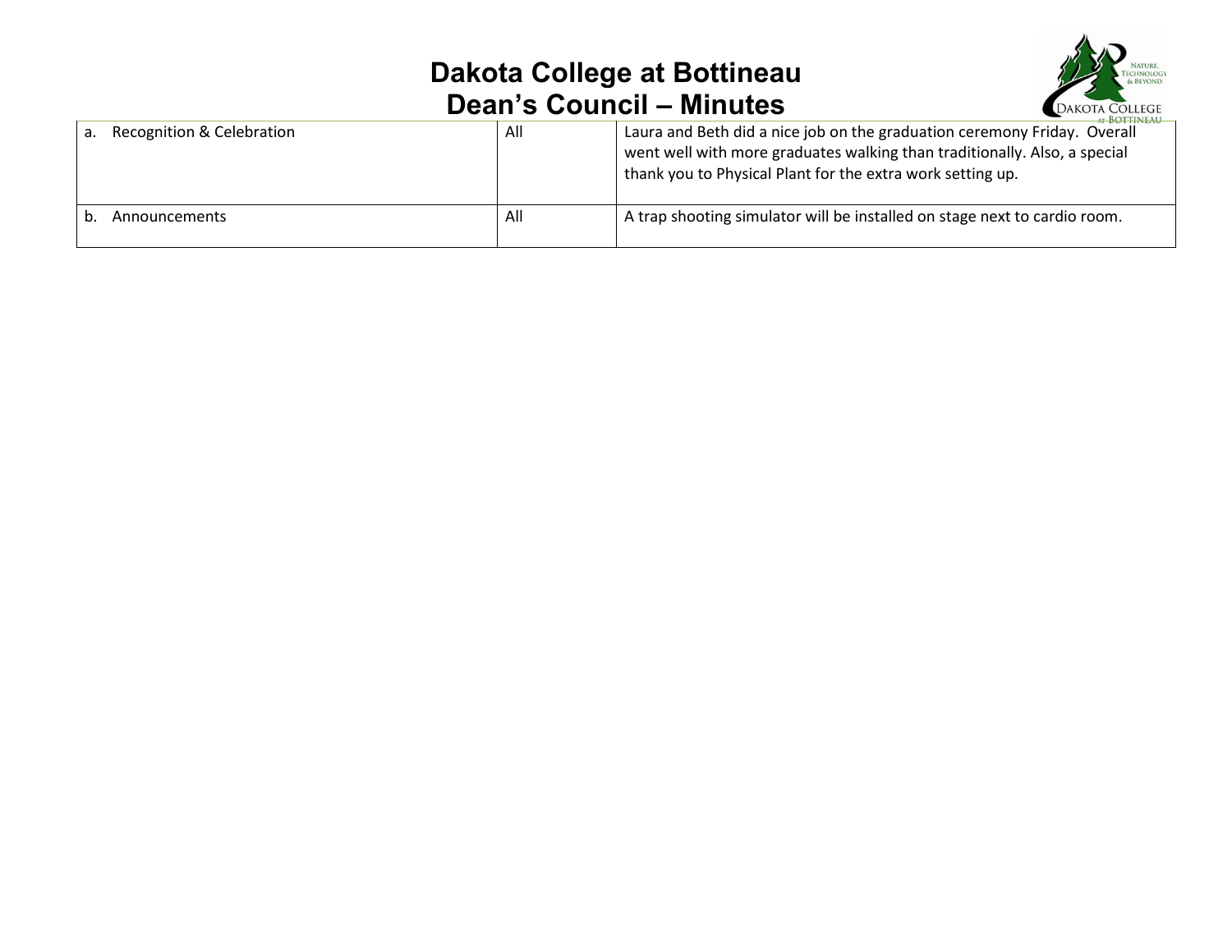| | | |
|---|---|---|
| a. Recognition & Celebration | All | Laura and Beth did a nice job on the graduation ceremony Friday. Overall went well with more graduates walking than traditionally. Also, a special thank you to Physical Plant for the extra work setting up. |
| b. Announcements | All | A trap shooting simulator will be installed on stage next to cardio room. |